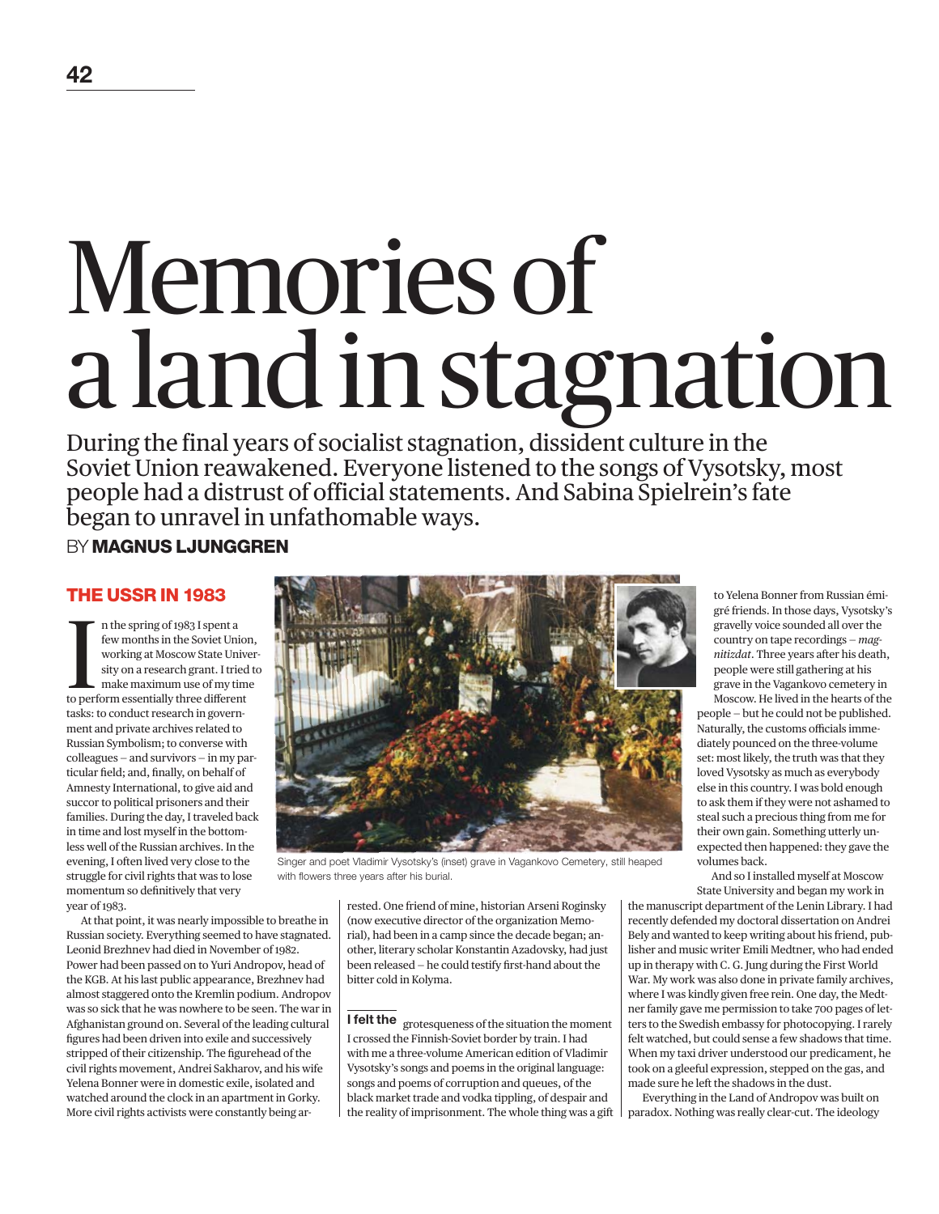# Memories of a land in stagnation

During the final years of socialist stagnation, dissident culture in the Soviet Union reawakened. Everyone listened to the songs of Vysotsky, most people had a distrust of official statements. And Sabina Spielrein's fate began to unravel in unfathomable ways.

BY **MAGNUS LJUNGGREN**

## THE USSR IN 1983

In the spring of 1983 I spent a few months in the Soviet Union, working at Moscow State University on a research grant. I tried to make maximum use of my time to perform essentially three different tasks: to conduct research in government and private archives related to Russian Symbolism; to converse with colleagues – and survivors – in my particular field; and, finally, on behalf of Amnesty International, to give aid and succor to political prisoners and their families. During the day, I traveled back in time and lost myself in the bottomless well of the Russian archives. In the evening, I often lived very close to the struggle for civil rights that was to lose momentum so definitively that very year of 1983.

At that point, it was nearly impossible to breathe in Russian society. Everything seemed to have stagnated. Leonid Brezhnev had died in November of 1982. Power had been passed on to Yuri Andropov, head of the KGB. At his last public appearance, Brezhnev had almost staggered onto the Kremlin podium. Andropov was so sick that he was nowhere to be seen. The war in Afghanistan ground on. Several of the leading cultural figures had been driven into exile and successively stripped of their citizenship. The figurehead of the civil rights movement, Andrei Sakharov, and his wife Yelena Bonner were in domestic exile, isolated and watched around the clock in an apartment in Gorky. More civil rights activists were constantly being arrested. One friend of mine, historian Arseni Roginsky (now executive director of the organization Memorial), had been in a camp since the decade began; another, literary scholar Konstantin Azadovsky, had just been released – he could testify first-hand about the bitter cold in Kolyma.

Singer and poet Vladimir Vysotsky's (inset) grave in Vagankovo Cemetery, still heaped with flowers three years after his burial.

**I felt the** grotesqueness of the situation the moment I crossed the Finnish-Soviet border by train. I had with me a three-volume American edition of Vladimir Vysotsky's songs and poems in the original language: songs and poems of corruption and queues, of the black market trade and vodka tippling, of despair and the reality of imprisonment. The whole thing was a gift to Yelena Bonner from Russian émigré friends. In those days, Vysotsky's gravelly voice sounded all over the country on tape recordings – *magnitizdat*. Three years after his death, people were still gathering at his grave in the Vagankovo cemetery in Moscow. He lived in the hearts of the people – but he could not be published. Naturally, the customs officials immediately pounced on the three-volume set: most likely, the truth was that they loved Vysotsky as much as everybody else in this country. I was bold enough to ask them if they were not ashamed to steal such a precious thing from me for their own gain. Something utterly unexpected then happened: they gave the volumes back.

And so I installed myself at Moscow State University and began my work in the manuscript department of the Lenin Library. I had recently defended my doctoral dissertation on Andrei Bely and wanted to keep writing about his friend, publisher and music writer Emili Medtner, who had ended up in therapy with C. G. Jung during the First World War. My work was also done in private family archives, where I was kindly given free rein. One day, the Medtner family gave me permission to take 700 pages of letters to the Swedish embassy for photocopying. I rarely felt watched, but could sense a few shadows that time. When my taxi driver understood our predicament, he took on a gleeful expression, stepped on the gas, and made sure he left the shadows in the dust.

Everything in the Land of Andropov was built on paradox. Nothing was really clear-cut. The ideology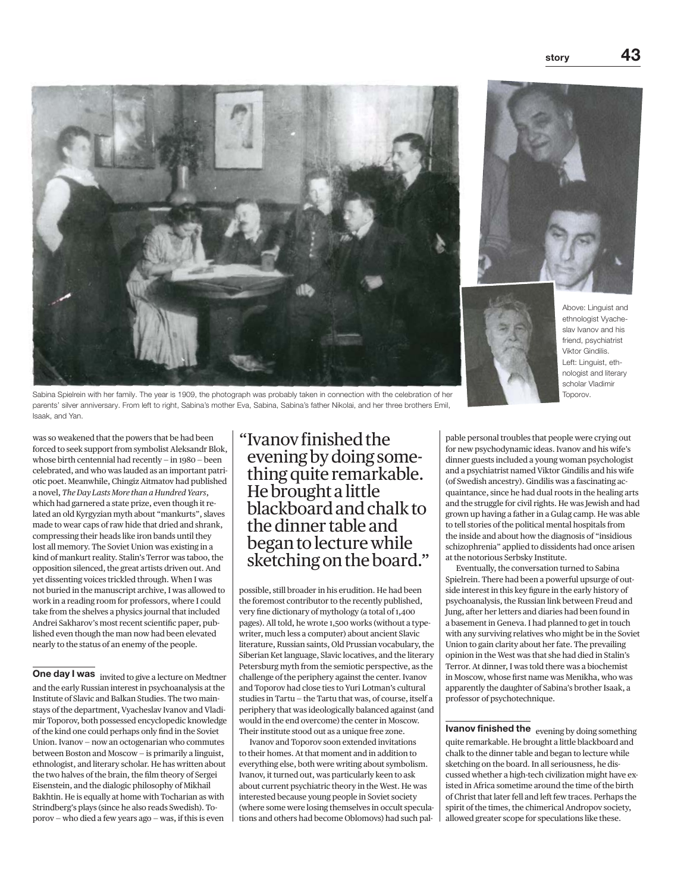Sabina Spielrein with her family. The year is 1909, the photograph was probably taken in connection with the celebration of her parents' silver anniversary. From left to right, Sabina's mother Eva, Sabina, Sabina's father Nikolai, and her three brothers Emil, Isaak, and Yan.

Above: Linguist and ethnologist Vyacheslav Ivanov and his friend, psychiatrist Viktor Gindilis. Left: Linguist, ethnologist and literary scholar Vladimir Toporov.

was so weakened that the powers that be had been forced to seek support from symbolist Aleksandr Blok, whose birth centennial had recently – in 1980 – been celebrated, and who was lauded as an important patriotic poet. Meanwhile, Chingiz Aitmatov had published a novel, *The Day Lasts More than a Hundred Years*, which had garnered a state prize, even though it related an old Kyrgyzian myth about "mankurts", slaves made to wear caps of raw hide that dried and shrank, compressing their heads like iron bands until they lost all memory. The Soviet Union was existing in a kind of mankurt reality. Stalin's Terror was taboo, the opposition silenced, the great artists driven out. And yet dissenting voices trickled through. When I was not buried in the manuscript archive, I was allowed to work in a reading room for professors, where I could take from the shelves a physics journal that included Andrei Sakharov's most recent scientific paper, published even though the man now had been elevated nearly to the status of an enemy of the people.

**One day I was** invited to give a lecture on Medtner and the early Russian interest in psychoanalysis at the Institute of Slavic and Balkan Studies. The two mainstays of the department, Vyacheslav Ivanov and Vladimir Toporov, both possessed encyclopedic knowledge of the kind one could perhaps only find in the Soviet Union. Ivanov – now an octogenarian who commutes between Boston and Moscow – is primarily a linguist, ethnologist, and literary scholar. He has written about the two halves of the brain, the film theory of Sergei Eisenstein, and the dialogic philosophy of Mikhail Bakhtin. He is equally at home with Tocharian as with Strindberg's plays (since he also reads Swedish). Toporov – who died a few years ago – was, if this is even possible, still broader in his erudition. He had been the foremost contributor to the recently published, very fine dictionary of mythology (a total of 1,400 pages). All told, he wrote 1,500 works (without a typewriter, much less a computer) about ancient Slavic literature, Russian saints, Old Prussian vocabulary, the Siberian Ket language, Slavic locatives, and the literary Petersburg myth from the semiotic perspective, as the challenge of the periphery against the center. Ivanov and Toporov had close ties to Yuri Lotman's cultural studies in Tartu – the Tartu that was, of course, itself a periphery that was ideologically balanced against (and would in the end overcome) the center in Moscow. Their institute stood out as a unique free zone.

Ivanov and Toporov soon extended invitations to their homes. At that moment and in addition to everything else, both were writing about symbolism. Ivanov, it turned out, was particularly keen to ask about current psychiatric theory in the West. He was interested because young people in Soviet society (where some were losing themselves in occult speculations and others had become Oblomovs) had such palpable personal troubles that people were crying out for new psychodynamic ideas. Ivanov and his wife's dinner guests included a young woman psychologist and a psychiatrist named Viktor Gindilis and his wife (of Swedish ancestry). Gindilis was a fascinating acquaintance, since he had dual roots in the healing arts and the struggle for civil rights. He was Jewish and had grown up having a father in a Gulag camp. He was able to tell stories of the political mental hospitals from the inside and about how the diagnosis of "insidious schizophrenia" applied to dissidents had once arisen at the notorious Serbsky Institute.

Eventually, the conversation turned to Sabina Spielrein. There had been a powerful upsurge of outside interest in this key figure in the early history of psychoanalysis, the Russian link between Freud and Jung, after her letters and diaries had been found in a basement in Geneva. I had planned to get in touch with any surviving relatives who might be in the Soviet Union to gain clarity about her fate. The prevailing opinion in the West was that she had died in Stalin's Terror. At dinner, I was told there was a biochemist in Moscow, whose first name was Menikha, who was apparently the daughter of Sabina's brother Isaak, a professor of psychotechnique.

> "Ivanov finished the evening by doing something quite remarkable. He brought a little blackboard and chalk to the dinner table and began to lecture while sketching on the board."

**Ivanov finished the** evening by doing something quite remarkable. He brought a little blackboard and chalk to the dinner table and began to lecture while sketching on the board. In all seriousness, he discussed whether a high-tech civilization might have existed in Africa sometime around the time of the birth of Christ that later fell and left few traces. Perhaps the spirit of the times, the chimerical Andropov society, allowed greater scope for speculations like these.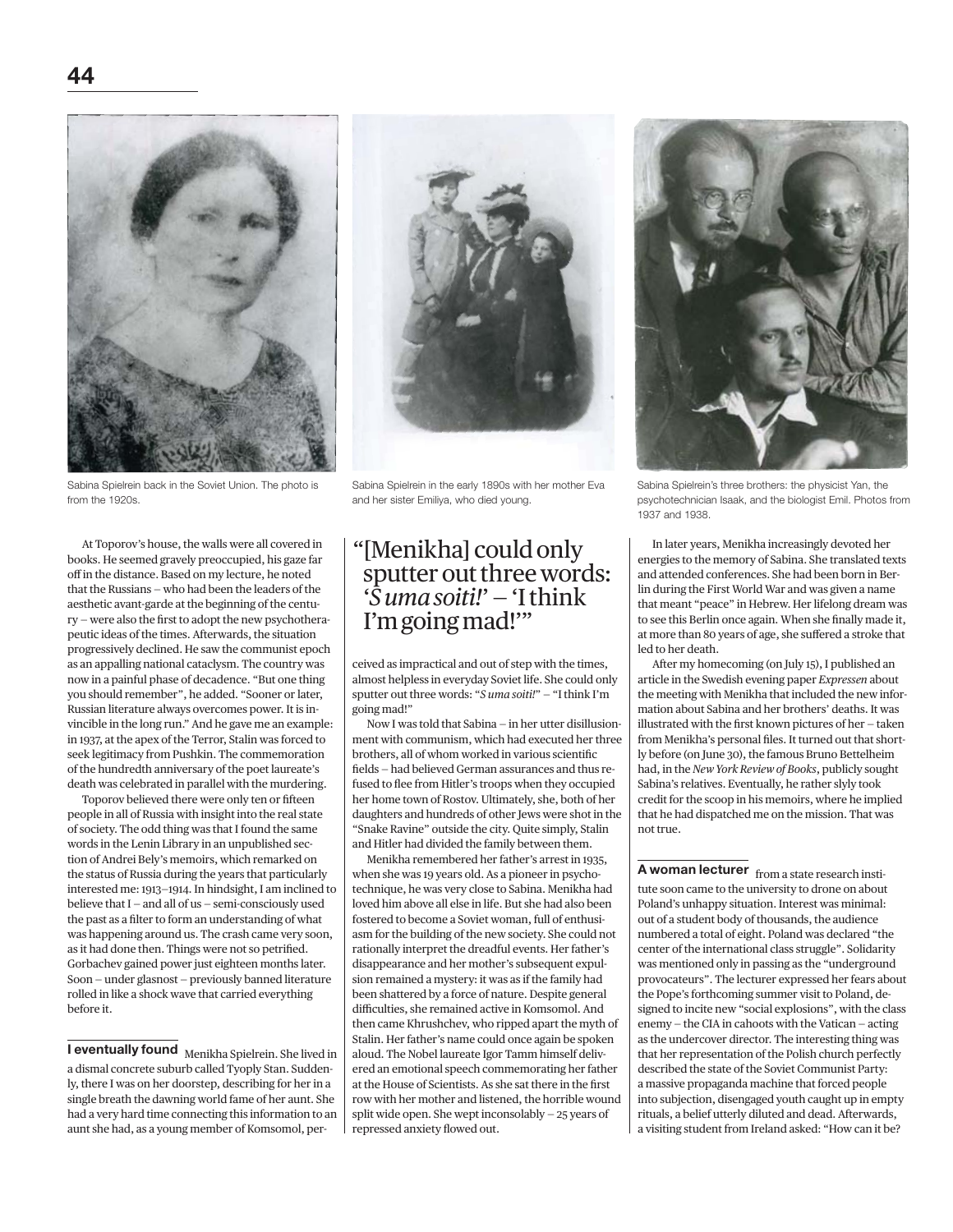Sabina Spielrein back in the Soviet Union. The photo is from the 1920s.

Sabina Spielrein in the early 1890s with her mother Eva and her sister Emiliya, who died young.

Sabina Spielrein's three brothers: the physicist Yan, the psychotechnician Isaak, and the biologist Emil. Photos from 1937 and 1938.

At Toporov's house, the walls were all covered in books. He seemed gravely preoccupied, his gaze far off in the distance. Based on my lecture, he noted that the Russians – who had been the leaders of the aesthetic avant-garde at the beginning of the century – were also the first to adopt the new psychotherapeutic ideas of the times. Afterwards, the situation progressively declined. He saw the communist epoch as an appalling national cataclysm. The country was now in a painful phase of decadence. "But one thing you should remember", he added. "Sooner or later, Russian literature always overcomes power. It is invincible in the long run." And he gave me an example: in 1937, at the apex of the Terror, Stalin was forced to seek legitimacy from Pushkin. The commemoration of the hundredth anniversary of the poet laureate's death was celebrated in parallel with the murdering.

Toporov believed there were only ten or fifteen people in all of Russia with insight into the real state of society. The odd thing was that I found the same words in the Lenin Library in an unpublished section of Andrei Bely's memoirs, which remarked on the status of Russia during the years that particularly interested me: 1913–1914. In hindsight, I am inclined to believe that I – and all of us – semi-consciously used the past as a filter to form an understanding of what was happening around us. The crash came very soon, as it had done then. Things were not so petrified. Gorbachev gained power just eighteen months later. Soon – under glasnost – previously banned literature rolled in like a shock wave that carried everything before it.

**I eventually found** Menikha Spielrein. She lived in a dismal concrete suburb called Tyoply Stan. Suddenly, there I was on her doorstep, describing for her in a single breath the dawning world fame of her aunt. She had a very hard time connecting this information to an aunt she had, as a young member of Komsomol, perceived as impractical and out of step with the times, almost helpless in everyday Soviet life. She could only sputter out three words: "*S uma soiti!*" – "I think I'm going mad!"

> "[Menikha] could only sputter out three words: '*S uma soiti!*' – 'I think I'm going mad!'"

Now I was told that Sabina – in her utter disillusionment with communism, which had executed her three brothers, all of whom worked in various scientific fields – had believed German assurances and thus refused to flee from Hitler's troops when they occupied her home town of Rostov. Ultimately, she, both of her daughters and hundreds of other Jews were shot in the "Snake Ravine" outside the city. Quite simply, Stalin and Hitler had divided the family between them.

Menikha remembered her father's arrest in 1935, when she was 19 years old. As a pioneer in psychotechnique, he was very close to Sabina. Menikha had loved him above all else in life. But she had also been fostered to become a Soviet woman, full of enthusiasm for the building of the new society. She could not rationally interpret the dreadful events. Her father's disappearance and her mother's subsequent expulsion remained a mystery: it was as if the family had been shattered by a force of nature. Despite general difficulties, she remained active in Komsomol. And then came Khrushchev, who ripped apart the myth of Stalin. Her father's name could once again be spoken aloud. The Nobel laureate Igor Tamm himself delivered an emotional speech commemorating her father at the House of Scientists. As she sat there in the first row with her mother and listened, the horrible wound split wide open. She wept inconsolably – 25 years of repressed anxiety flowed out.

In later years, Menikha increasingly devoted her energies to the memory of Sabina. She translated texts and attended conferences. She had been born in Berlin during the First World War and was given a name that meant "peace" in Hebrew. Her lifelong dream was to see this Berlin once again. When she finally made it, at more than 80 years of age, she suffered a stroke that led to her death.

After my homecoming (on July 15), I published an article in the Swedish evening paper *Expressen* about the meeting with Menikha that included the new information about Sabina and her brothers' deaths. It was illustrated with the first known pictures of her – taken from Menikha's personal files. It turned out that shortly before (on June 30), the famous Bruno Bettelheim had, in the *New York Review of Books*, publicly sought Sabina's relatives. Eventually, he rather slyly took credit for the scoop in his memoirs, where he implied that he had dispatched me on the mission. That was not true.

**A woman lecturer** from a state research institute soon came to the university to drone on about Poland's unhappy situation. Interest was minimal: out of a student body of thousands, the audience numbered a total of eight. Poland was declared "the center of the international class struggle". Solidarity was mentioned only in passing as the "underground provocateurs". The lecturer expressed her fears about the Pope's forthcoming summer visit to Poland, designed to incite new "social explosions", with the class enemy – the CIA in cahoots with the Vatican – acting as the undercover director. The interesting thing was that her representation of the Polish church perfectly described the state of the Soviet Communist Party: a massive propaganda machine that forced people into subjection, disengaged youth caught up in empty rituals, a belief utterly diluted and dead. Afterwards, a visiting student from Ireland asked: "How can it be?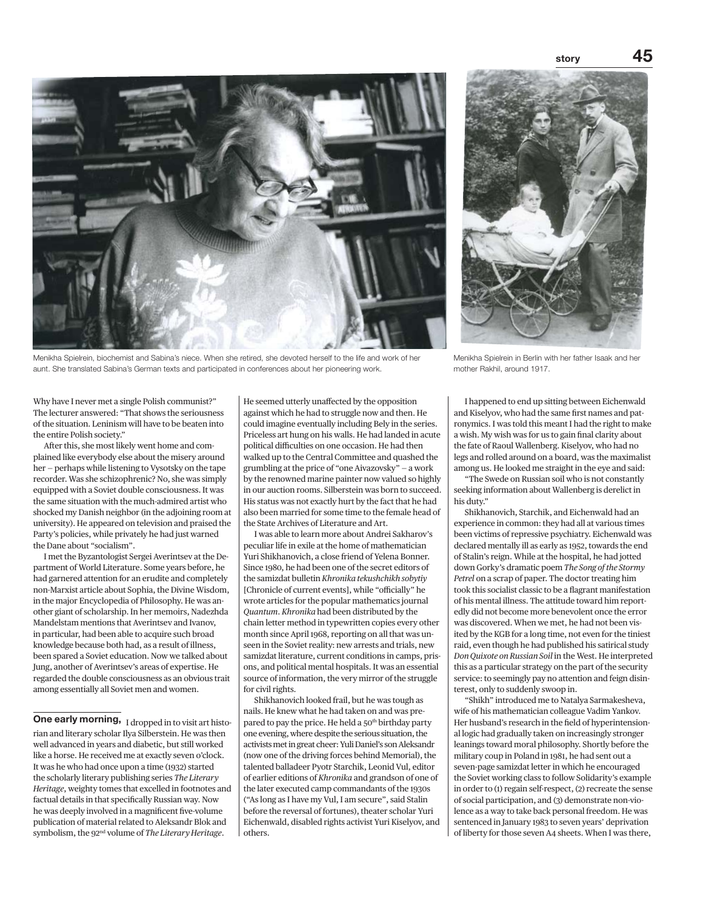Menikha Spielrein, biochemist and Sabina's niece. When she retired, she devoted herself to the life and work of her aunt. She translated Sabina's German texts and participated in conferences about her pioneering work.

Menikha Spielrein in Berlin with her father Isaak and her mother Rakhil, around 1917.

Why have I never met a single Polish communist?" The lecturer answered: "That shows the seriousness of the situation. Leninism will have to be beaten into the entire Polish society."

After this, she most likely went home and complained like everybody else about the misery around her – perhaps while listening to Vysotsky on the tape recorder. Was she schizophrenic? No, she was simply equipped with a Soviet double consciousness. It was the same situation with the much-admired artist who shocked my Danish neighbor (in the adjoining room at university). He appeared on television and praised the Party's policies, while privately he had just warned the Dane about "socialism".

I met the Byzantologist Sergei Averintsev at the Department of World Literature. Some years before, he had garnered attention for an erudite and completely non-Marxist article about Sophia, the Divine Wisdom, in the major Encyclopedia of Philosophy. He was another giant of scholarship. In her memoirs, Nadezhda Mandelstam mentions that Averintsev and Ivanov, in particular, had been able to acquire such broad knowledge because both had, as a result of illness, been spared a Soviet education. Now we talked about Jung, another of Averintsev's areas of expertise. He regarded the double consciousness as an obvious trait among essentially all Soviet men and women.

**One early morning,** I dropped in to visit art historian and literary scholar Ilya Silberstein. He was then well advanced in years and diabetic, but still worked like a horse. He received me at exactly seven o'clock. It was he who had once upon a time (1932) started the scholarly literary publishing series *The Literary Heritage*, weighty tomes that excelled in footnotes and factual details in that specifically Russian way. Now he was deeply involved in a magnificent five-volume publication of material related to Aleksandr Blok and symbolism, the 92nd volume of *The Literary Heritage*. He seemed utterly unaffected by the opposition against which he had to struggle now and then. He could imagine eventually including Bely in the series. Priceless art hung on his walls. He had landed in acute political difficulties on one occasion. He had then walked up to the Central Committee and quashed the grumbling at the price of "one Aivazovsky" – a work by the renowned marine painter now valued so highly in our auction rooms. Silberstein was born to succeed. His status was not exactly hurt by the fact that he had also been married for some time to the female head of the State Archives of Literature and Art.

I was able to learn more about Andrei Sakharov's peculiar life in exile at the home of mathematician Yuri Shikhanovich, a close friend of Yelena Bonner. Since 1980, he had been one of the secret editors of the samizdat bulletin *Khronika tekushchikh sobytiy* [Chronicle of current events], while "officially" he wrote articles for the popular mathematics journal *Quantum*. *Khronika* had been distributed by the chain letter method in typewritten copies every other month since April 1968, reporting on all that was unseen in the Soviet reality: new arrests and trials, new samizdat literature, current conditions in camps, prisons, and political mental hospitals. It was an essential source of information, the very mirror of the struggle for civil rights.

Shikhanovich looked frail, but he was tough as nails. He knew what he had taken on and was prepared to pay the price. He held a 50th birthday party one evening, where despite the serious situation, the activists met in great cheer: Yuli Daniel's son Aleksandr (now one of the driving forces behind Memorial), the talented balladeer Pyotr Starchik, Leonid Vul, editor of earlier editions of *Khronika* and grandson of one of the later executed camp commandants of the 1930s ("As long as I have my Vul, I am secure", said Stalin before the reversal of fortunes), theater scholar Yuri Eichenwald, disabled rights activist Yuri Kiselyov, and others.

I happened to end up sitting between Eichenwald and Kiselyov, who had the same first names and patronymics. I was told this meant I had the right to make a wish. My wish was for us to gain final clarity about the fate of Raoul Wallenberg. Kiselyov, who had no legs and rolled around on a board, was the maximalist among us. He looked me straight in the eye and said:

"The Swede on Russian soil who is not constantly seeking information about Wallenberg is derelict in his duty."

Shikhanovich, Starchik, and Eichenwald had an experience in common: they had all at various times been victims of repressive psychiatry. Eichenwald was declared mentally ill as early as 1952, towards the end of Stalin's reign. While at the hospital, he had jotted down Gorky's dramatic poem *The Song of the Stormy Petrel* on a scrap of paper. The doctor treating him took this socialist classic to be a flagrant manifestation of his mental illness. The attitude toward him reportedly did not become more benevolent once the error was discovered. When we met, he had not been visited by the KGB for a long time, not even for the tiniest raid, even though he had published his satirical study *Don Quixote on Russian Soil* in the West. He interpreted this as a particular strategy on the part of the security service: to seemingly pay no attention and feign disinterest, only to suddenly swoop in.

"Shikh" introduced me to Natalya Sarmakesheva, wife of his mathematician colleague Vadim Yankov. Her husband's research in the field of hyperintensional logic had gradually taken on increasingly stronger leanings toward moral philosophy. Shortly before the military coup in Poland in 1981, he had sent out a seven-page samizdat letter in which he encouraged the Soviet working class to follow Solidarity's example in order to (1) regain self-respect, (2) recreate the sense of social participation, and (3) demonstrate non-violence as a way to take back personal freedom. He was sentenced in January 1983 to seven years' deprivation of liberty for those seven A4 sheets. When I was there,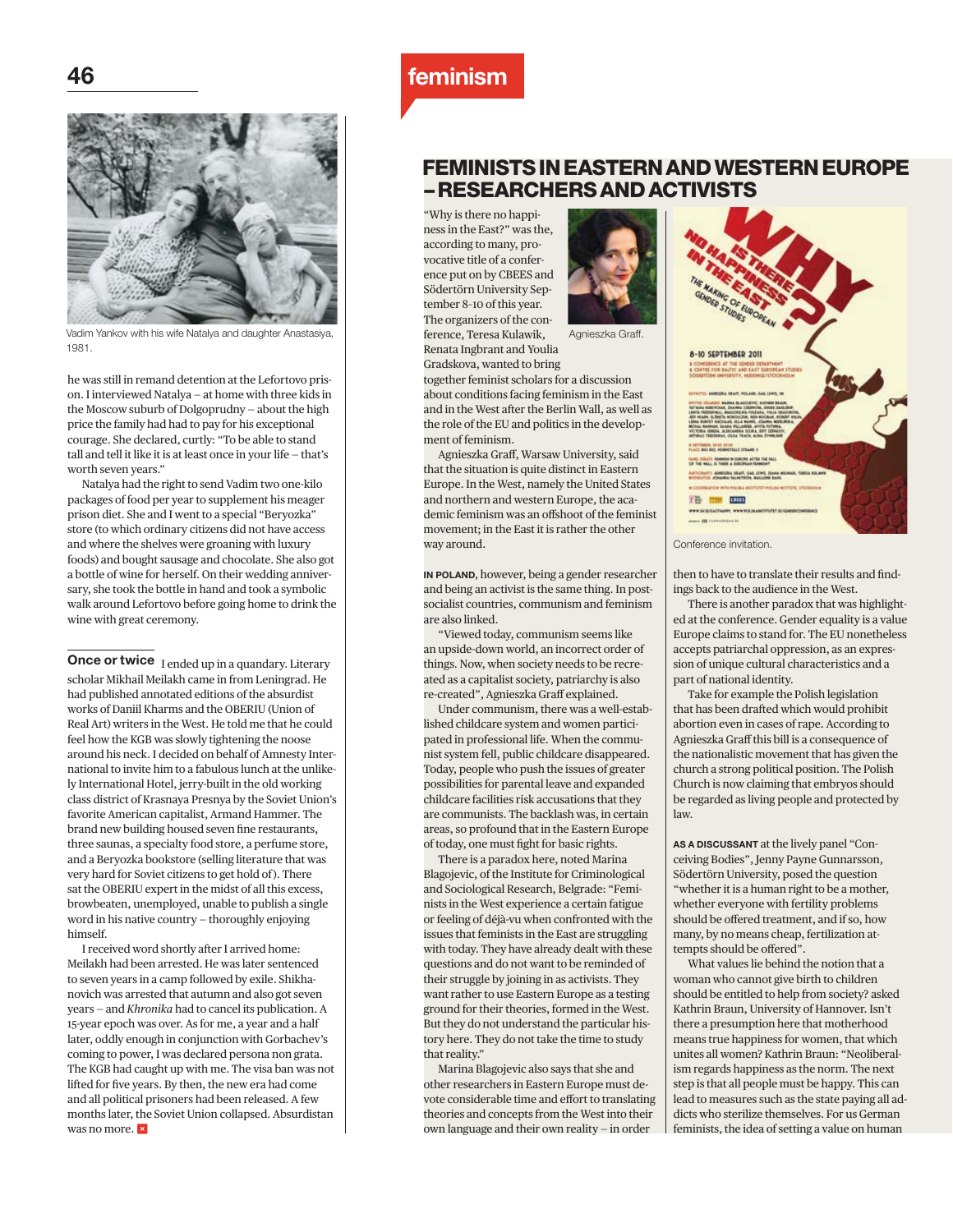Vadim Yankov with his wife Natalya and daughter Anastasiya, 1981.

he was still in remand detention at the Lefortovo prison. I interviewed Natalya – at home with three kids in the Moscow suburb of Dolgoprudny – about the high price the family had had to pay for his exceptional courage. She declared, curtly: "To be able to stand tall and tell it like it is at least once in your life – that's worth seven years."

Natalya had the right to send Vadim two one-kilo packages of food per year to supplement his meager prison diet. She and I went to a special "Beryozka" store (to which ordinary citizens did not have access and where the shelves were groaning with luxury foods) and bought sausage and chocolate. She also got a bottle of wine for herself. On their wedding anniversary, she took the bottle in hand and took a symbolic walk around Lefortovo before going home to drink the wine with great ceremony.

**Once or twice** I ended up in a quandary. Literary scholar Mikhail Meilakh came in from Leningrad. He had published annotated editions of the absurdist works of Daniil Kharms and the OBERIU (Union of Real Art) writers in the West. He told me that he could feel how the KGB was slowly tightening the noose around his neck. I decided on behalf of Amnesty International to invite him to a fabulous lunch at the unlikely International Hotel, jerry-built in the old working class district of Krasnaya Presnya by the Soviet Union's favorite American capitalist, Armand Hammer. The brand new building housed seven fine restaurants, three saunas, a specialty food store, a perfume store, and a Beryozka bookstore (selling literature that was very hard for Soviet citizens to get hold of). There sat the OBERIU expert in the midst of all this excess, browbeaten, unemployed, unable to publish a single word in his native country – thoroughly enjoying himself.

I received word shortly after I arrived home: Meilakh had been arrested. He was later sentenced to seven years in a camp followed by exile. Shikhanovich was arrested that autumn and also got seven years – and *Khronika* had to cancel its publication. A 15-year epoch was over. As for me, a year and a half later, oddly enough in conjunction with Gorbachev's coming to power, I was declared persona non grata. The KGB had caught up with me. The visa ban was not lifted for five years. By then, the new era had come and all political prisoners had been released. A few months later, the Soviet Union collapsed. Absurdistan was no more. ■

feminism

# FEMINISTS IN EASTERN AND WESTERN EUROPE – RESEARCHERS AND ACTIVISTS

"Why is there no happiness in the East?" was the, according to many, provocative title of a conference put on by CBEES and Södertörn University September 8–10 of this year. The organizers of the conference, Teresa Kulawik, Renata Ingbrant and Youlia Gradskova, wanted to bring together feminist scholars for a discussion about conditions facing feminism in the East and in the West after the Berlin Wall, as well as the role of the EU and politics in the development of feminism.

Agnieszka Graff.

Agnieszka Graff, Warsaw University, said that the situation is quite distinct in Eastern Europe. In the West, namely the United States and northern and western Europe, the academic feminism was an offshoot of the feminist movement; in the East it is rather the other way around.

Conference invitation.

**IN POLAND**, however, being a gender researcher and being an activist is the same thing. In post-socialist countries, communism and feminism are also linked.

"Viewed today, communism seems like an upside-down world, an incorrect order of things. Now, when society needs to be recreated as a capitalist society, patriarchy is also re-created", Agnieszka Graff explained.

Under communism, there was a well-established childcare system and women participated in professional life. When the communist system fell, public childcare disappeared. Today, people who push the issues of greater possibilities for parental leave and expanded childcare facilities risk accusations that they are communists. The backlash was, in certain areas, so profound that in the Eastern Europe of today, one must fight for basic rights.

There is a paradox here, noted Marina Blagojevic, of the Institute for Criminological and Sociological Research, Belgrade: "Feminists in the West experience a certain fatigue or feeling of déjà-vu when confronted with the issues that feminists in the East are struggling with today. They have already dealt with these questions and do not want to be reminded of their struggle by joining in as activists. They want rather to use Eastern Europe as a testing ground for their theories, formed in the West. But they do not understand the particular history here. They do not take the time to study that reality."

Marina Blagojevic also says that she and other researchers in Eastern Europe must devote considerable time and effort to translating theories and concepts from the West into their own language and their own reality – in order then to have to translate their results and findings back to the audience in the West.

There is another paradox that was highlighted at the conference. Gender equality is a value Europe claims to stand for. The EU nonetheless accepts patriarchal oppression, as an expression of unique cultural characteristics and a part of national identity.

Take for example the Polish legislation that has been drafted which would prohibit abortion even in cases of rape. According to Agnieszka Graff this bill is a consequence of the nationalistic movement that has given the church a strong political position. The Polish Church is now claiming that embryos should be regarded as living people and protected by law.

**AS A DISCUSSANT** at the lively panel "Conceiving Bodies", Jenny Payne Gunnarsson, Södertörn University, posed the question "whether it is a human right to be a mother, whether everyone with fertility problems should be offered treatment, and if so, how many, by no means cheap, fertilization attempts should be offered".

What values lie behind the notion that a woman who cannot give birth to children should be entitled to help from society? asked Kathrin Braun, University of Hannover. Isn't there a presumption here that motherhood means true happiness for women, that which unites all women? Kathrin Braun: "Neoliberalism regards happiness as the norm. The next step is that all people must be happy. This can lead to measures such as the state paying all addicts who sterilize themselves. For us German feminists, the idea of setting a value on human